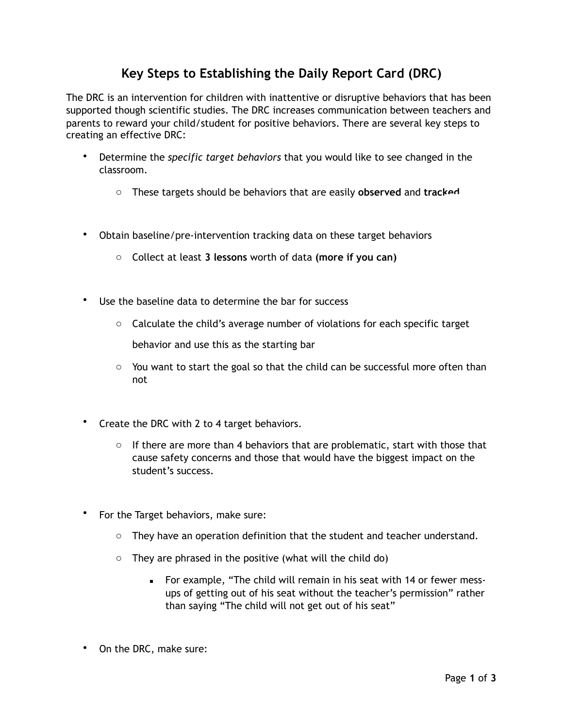# Key Steps to Establishing the Daily Report Card (DRC)

The DRC is an intervention for children with inattentive or disruptive behaviors that has been supported though scientific studies. The DRC increases communication between teachers and parents to reward your child/student for positive behaviors. There are several key steps to creating an effective DRC:

- Determine the *specific target behaviors* that you would like to see changed in the classroom.
  - These targets should be behaviors that are easily **observed** and **tracked**

- Obtain baseline/pre-intervention tracking data on these target behaviors
  - Collect at least **3 lessons** worth of data **(more if you can)**

- Use the baseline data to determine the bar for success
  - Calculate the child's average number of violations for each specific target behavior and use this as the starting bar
  - You want to start the goal so that the child can be successful more often than not

- Create the DRC with 2 to 4 target behaviors.
  - If there are more than 4 behaviors that are problematic, start with those that cause safety concerns and those that would have the biggest impact on the student's success.

- For the Target behaviors, make sure:
  - They have an operation definition that the student and teacher understand.
  - They are phrased in the positive (what will the child do)
    - For example, "The child will remain in his seat with 14 or fewer mess-ups of getting out of his seat without the teacher's permission" rather than saying "The child will not get out of his seat"

- On the DRC, make sure: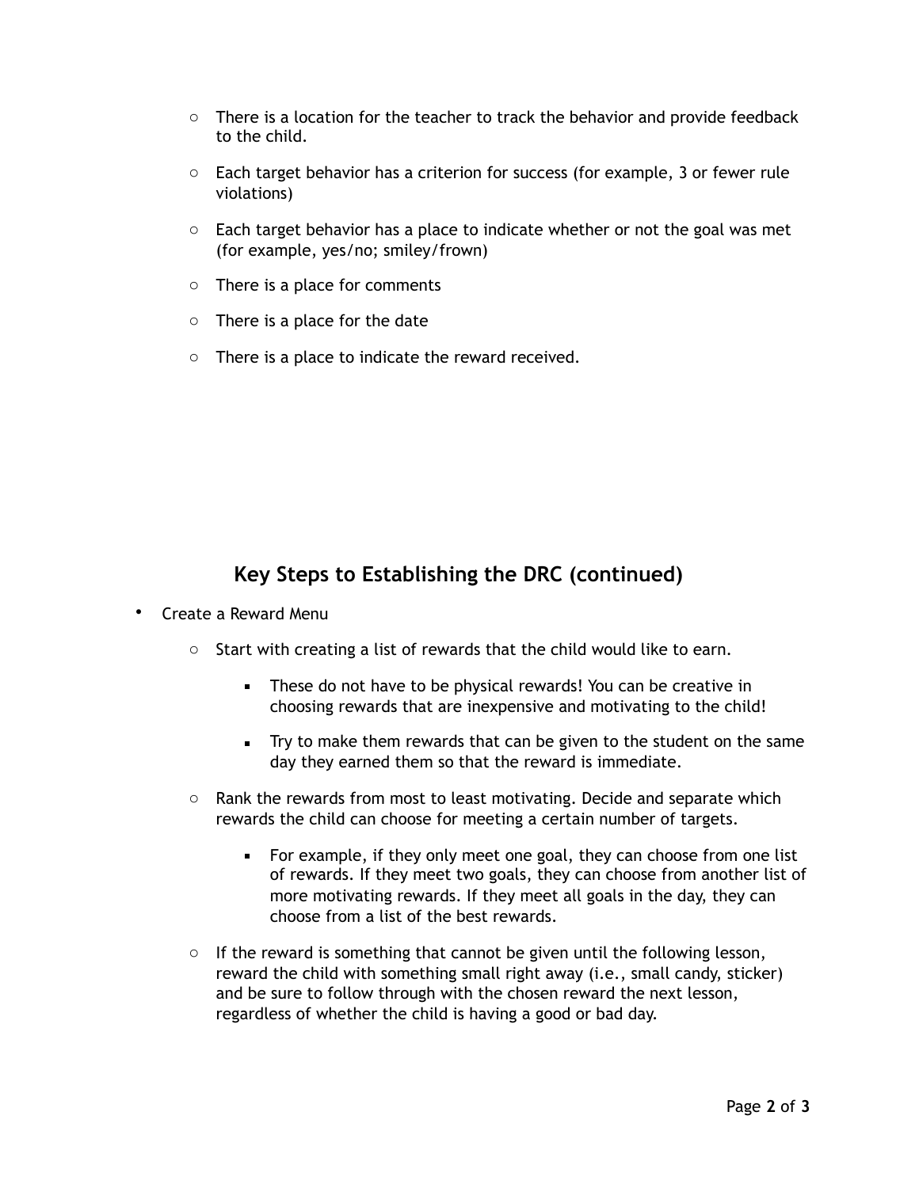- There is a location for the teacher to track the behavior and provide feedback to the child.
  - Each target behavior has a criterion for success (for example, 3 or fewer rule violations)
  - Each target behavior has a place to indicate whether or not the goal was met (for example, yes/no; smiley/frown)
  - There is a place for comments
  - There is a place for the date
  - There is a place to indicate the reward received.

## Key Steps to Establishing the DRC (continued)

- Create a Reward Menu
  - Start with creating a list of rewards that the child would like to earn.
    - These do not have to be physical rewards! You can be creative in choosing rewards that are inexpensive and motivating to the child!
    - Try to make them rewards that can be given to the student on the same day they earned them so that the reward is immediate.
  - Rank the rewards from most to least motivating. Decide and separate which rewards the child can choose for meeting a certain number of targets.
    - For example, if they only meet one goal, they can choose from one list of rewards. If they meet two goals, they can choose from another list of more motivating rewards. If they meet all goals in the day, they can choose from a list of the best rewards.
  - If the reward is something that cannot be given until the following lesson, reward the child with something small right away (i.e., small candy, sticker) and be sure to follow through with the chosen reward the next lesson, regardless of whether the child is having a good or bad day.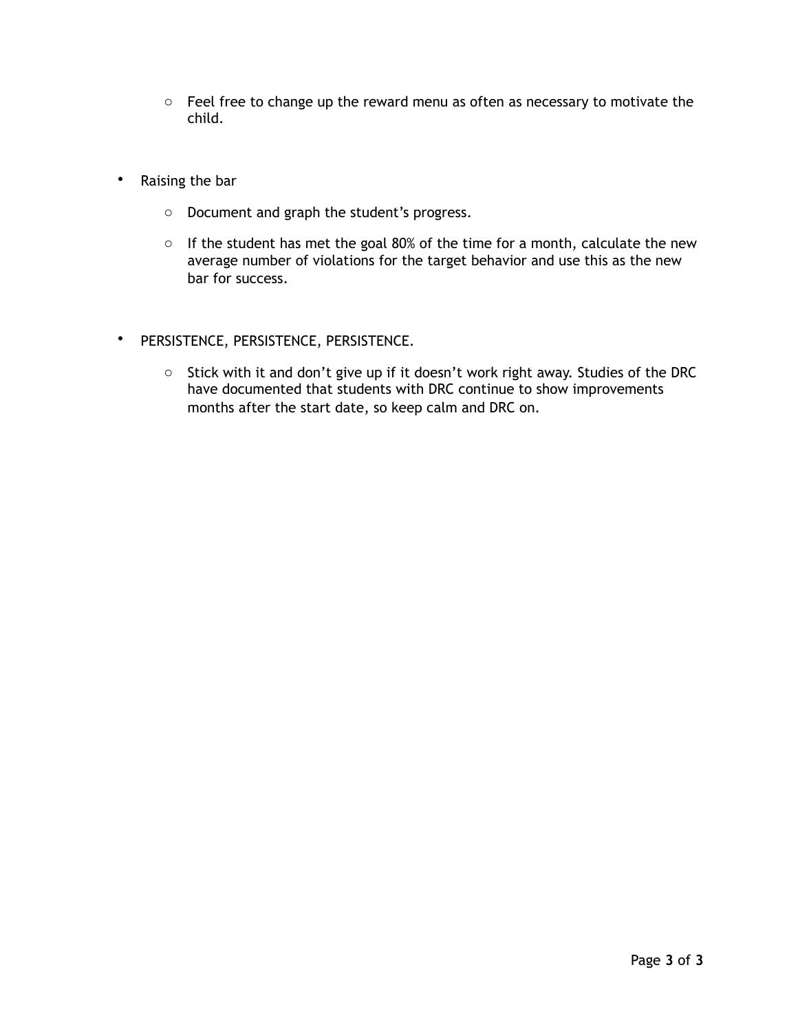- Feel free to change up the reward menu as often as necessary to motivate the child.

- Raising the bar
  - Document and graph the student's progress.
  - If the student has met the goal 80% of the time for a month, calculate the new average number of violations for the target behavior and use this as the new bar for success.

- PERSISTENCE, PERSISTENCE, PERSISTENCE.
  - Stick with it and don't give up if it doesn't work right away. Studies of the DRC have documented that students with DRC continue to show improvements months after the start date, so keep calm and DRC on.